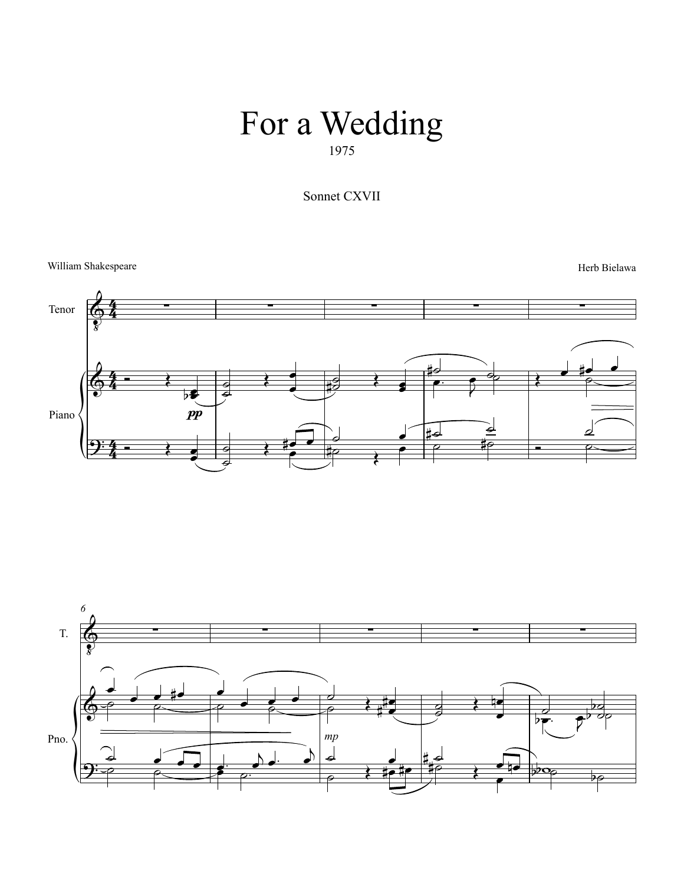# For a Wedding

1975

## Sonnet CXVII

William Shakespeare

Herb Bielawa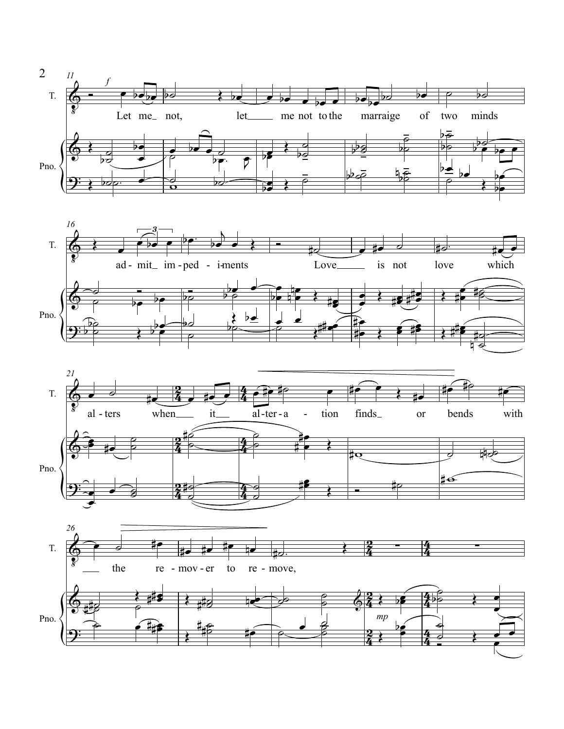Let me not, let me not to the marraige of two minds

ad-mit im-ped-i-ments Love is not love which

al-ters when it al-ter-a-tion finds or bends with

the re-mov-er to re-move,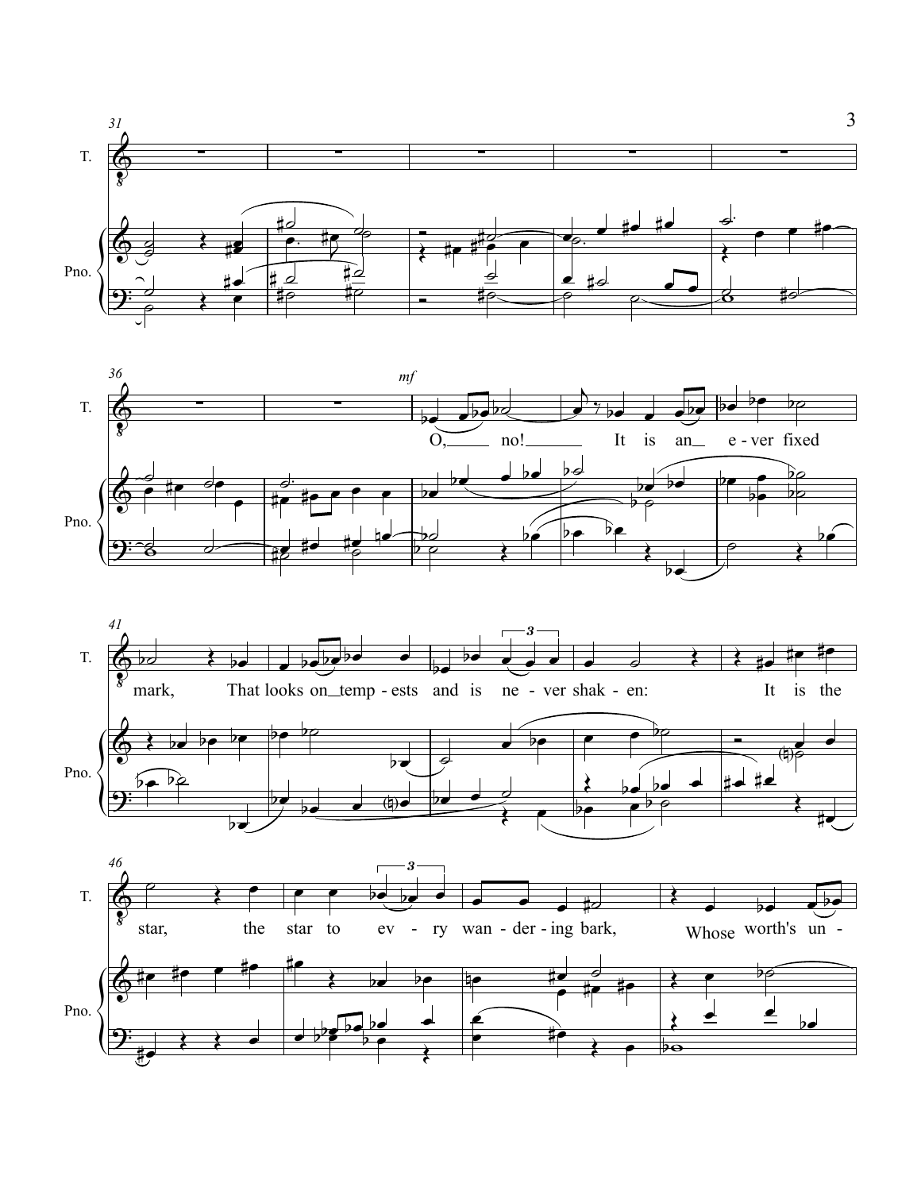T.

Pno.

*mf*

O, no! It is an e-ver fixed mark, That looks on tem-pests and is ne-ver shak-en: It is the star, the star to ev-ry wan-der-ing bark, Whose worth's un-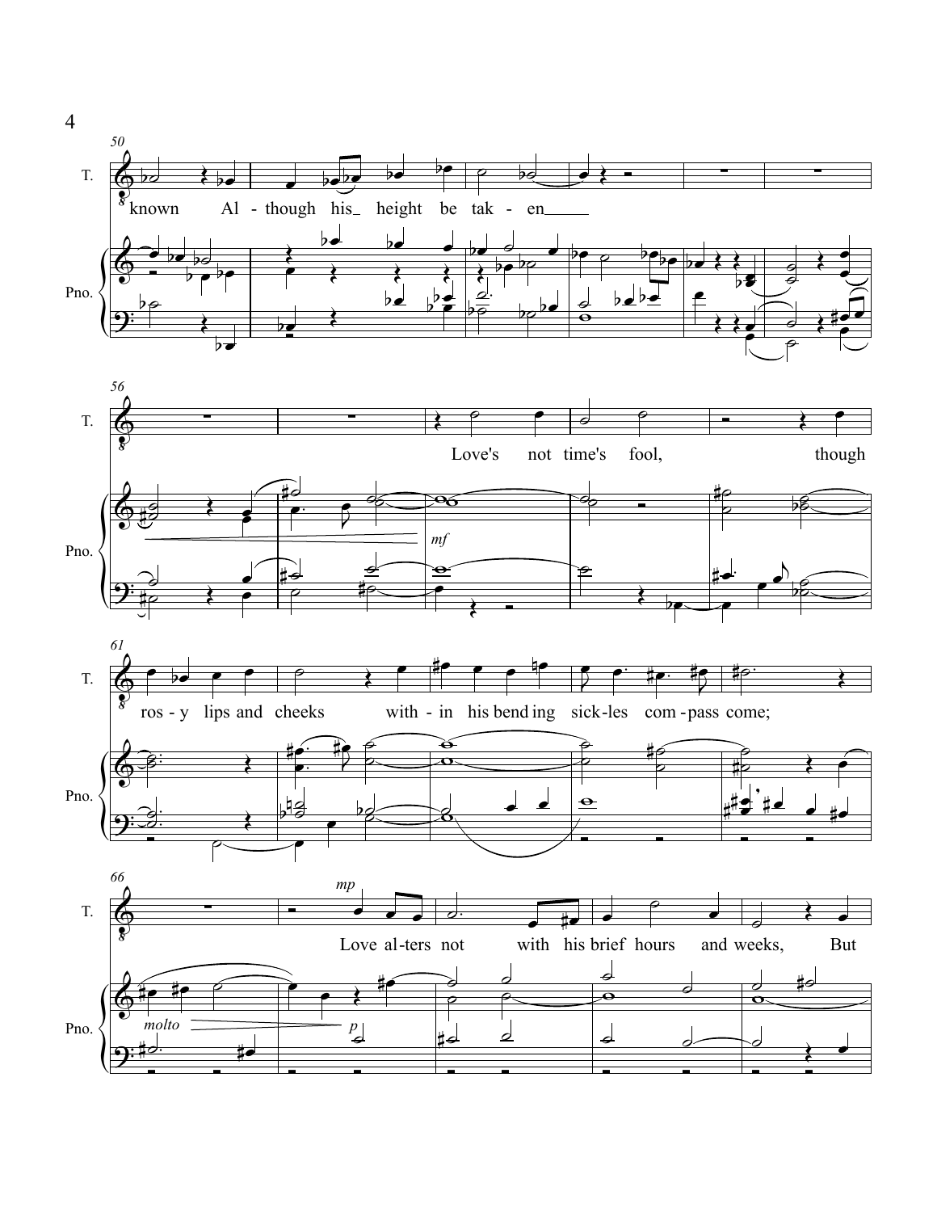known Al - though his height be tak - en

Love's not time's fool, though

ros - y lips and cheeks with - in his bend ing sick - les com - pass come;

Love al - ters not with his brief hours and weeks, But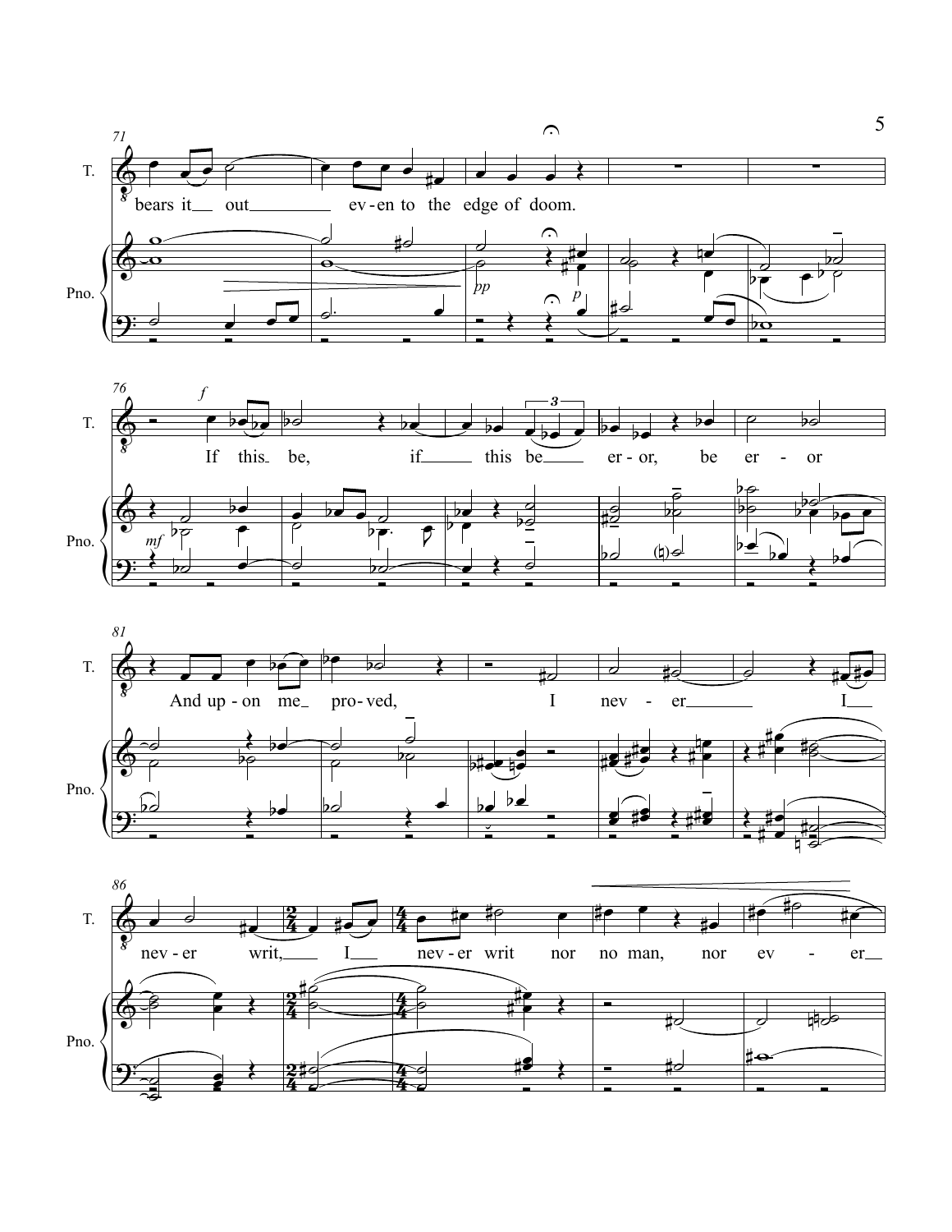bears it out even to the edge of doom.

If this be, if this be eror, be eror

And up-on me proved, I nev-er I nev-er writ, I nev-er writ nor no man, nor ev-er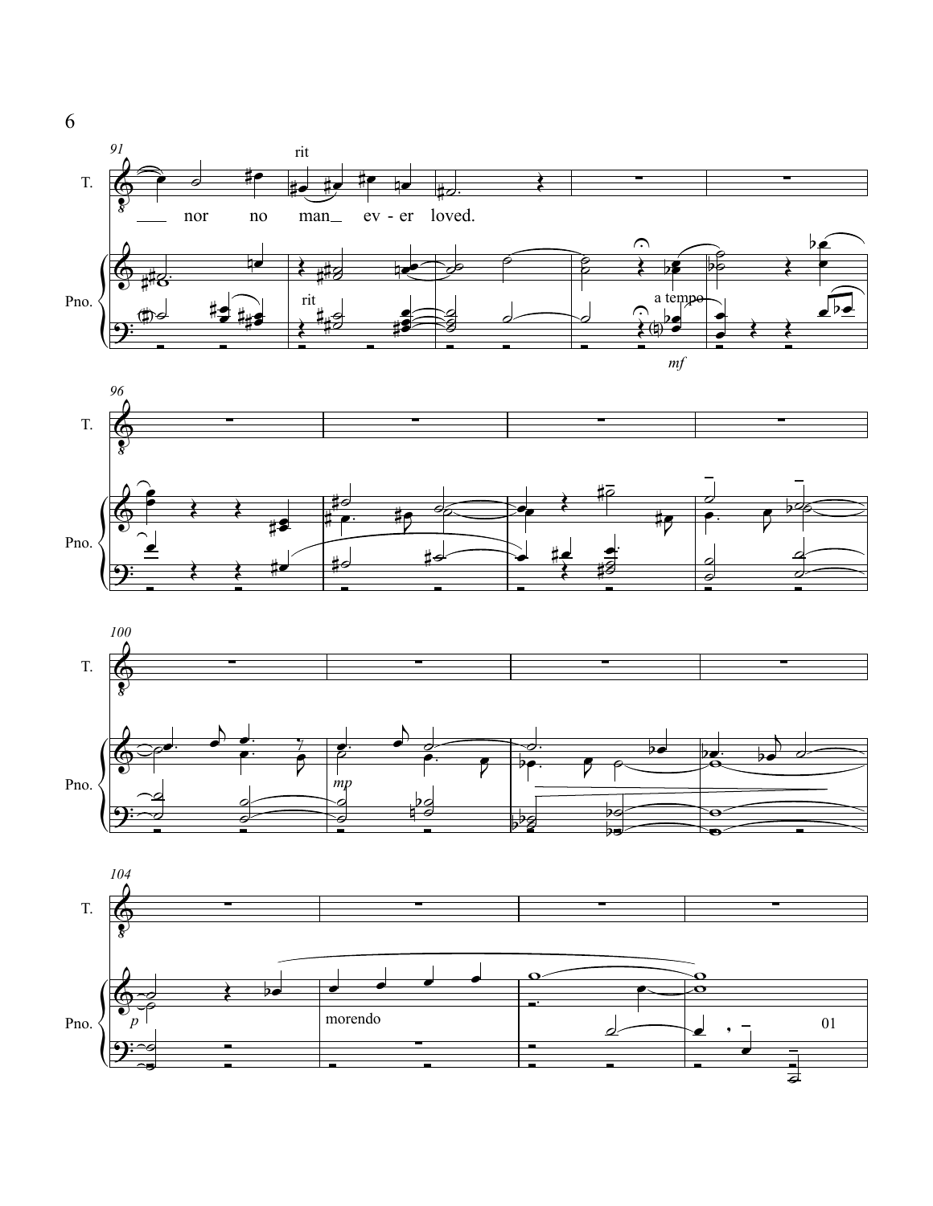T.

___ nor no man_ ev - er loved.

rit

Pno.

rit

a tempo

*mf*

*mp*

*p*

morendo

01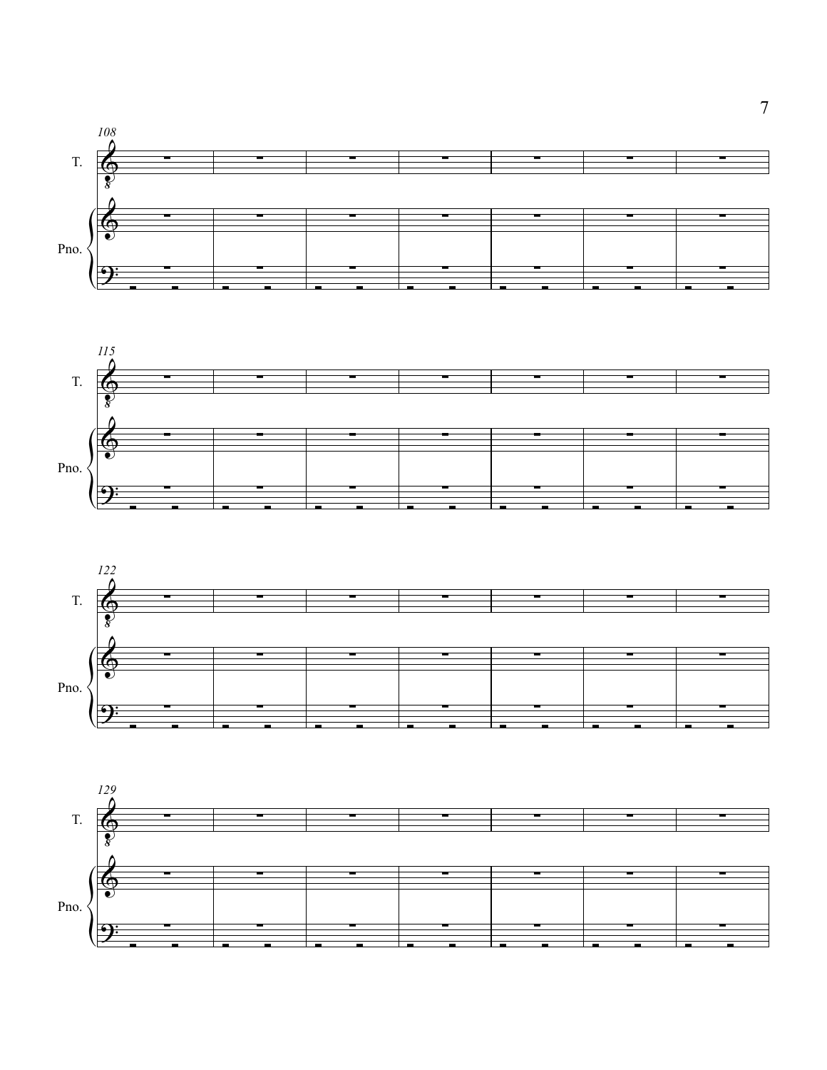108

T.

Pno.

115

T.

Pno.

122

T.

Pno.

129

T.

Pno.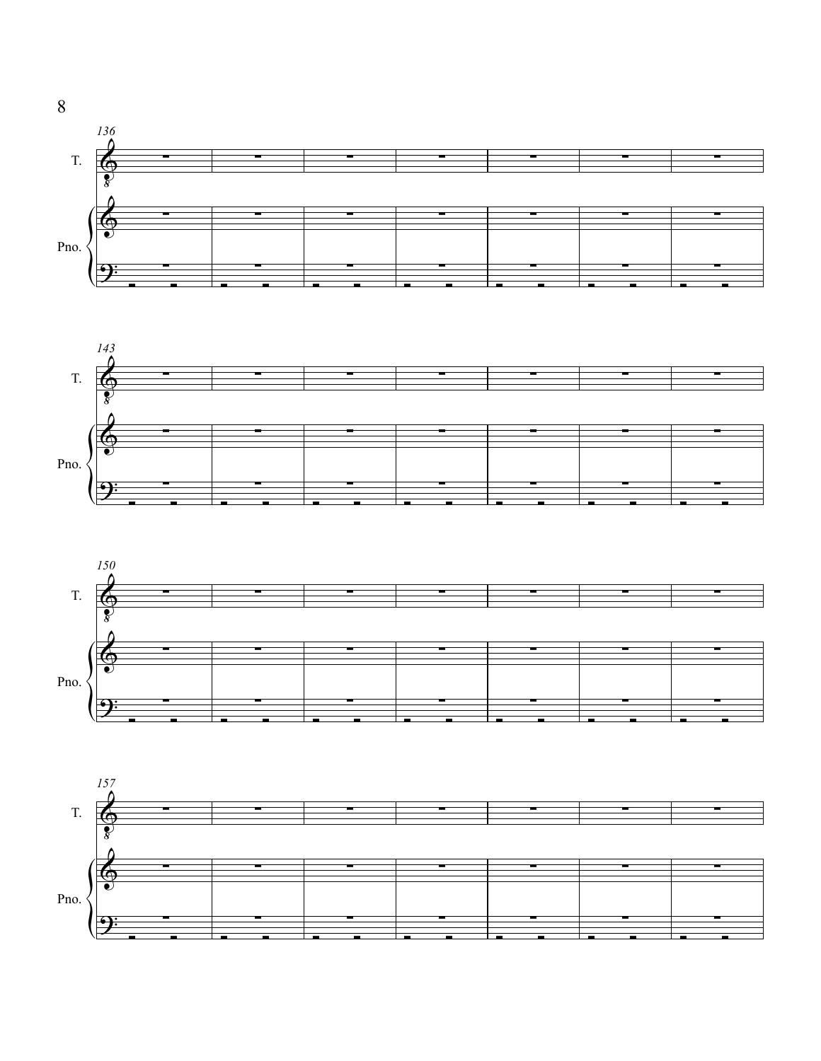136

T.

Pno.

143

T.

Pno.

150

T.

Pno.

157

T.

Pno.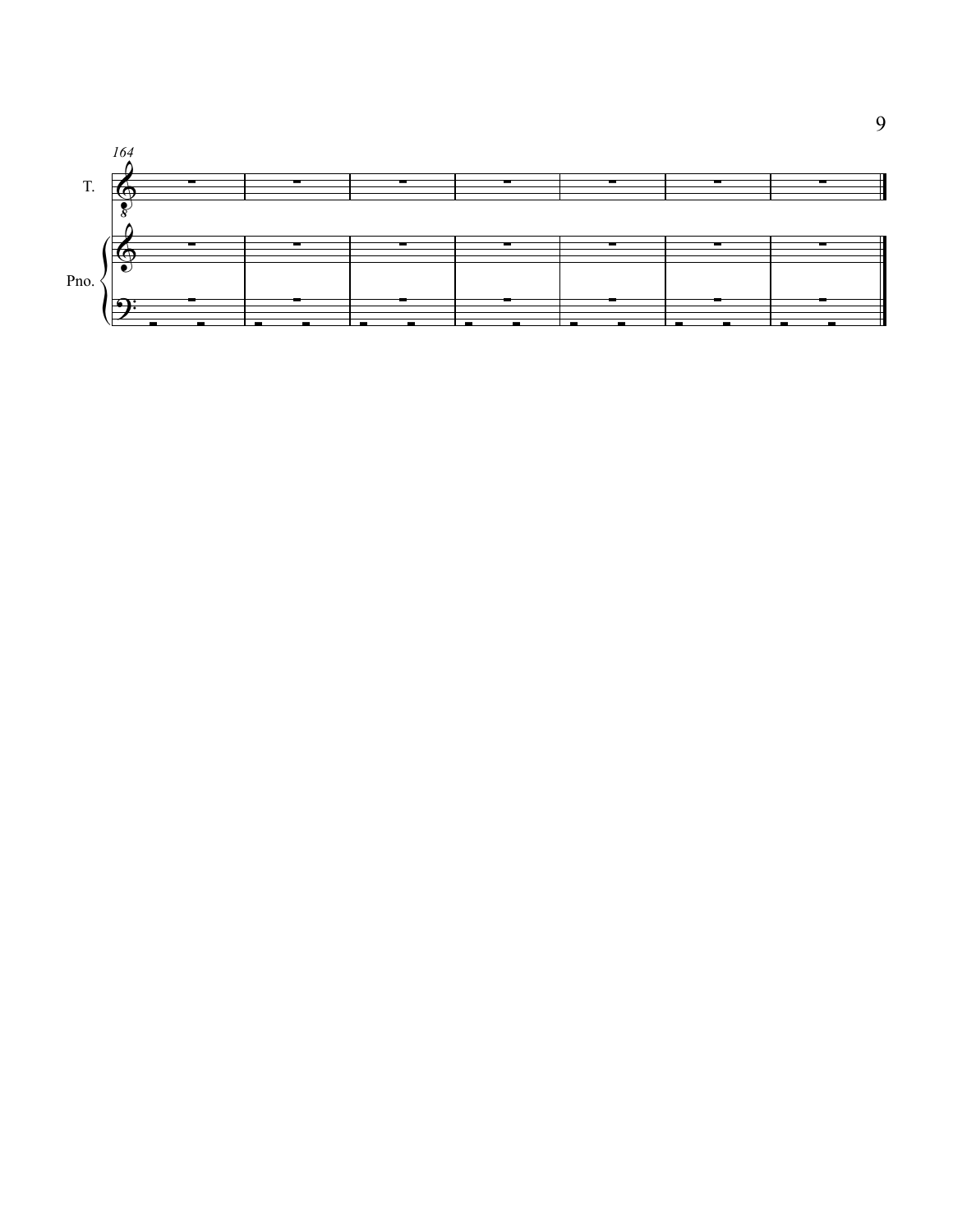164

T.

Pno.